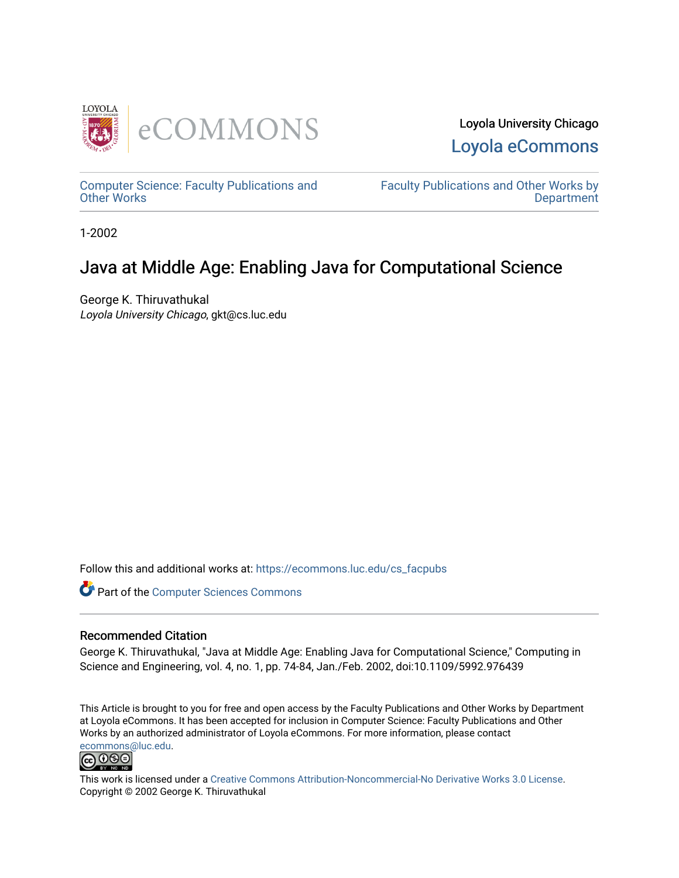Loyola University Chicago

Loyola eCommons

Computer Science: Faculty Publications and Other Works

Faculty Publications and Other Works by Department

1-2002

# Java at Middle Age: Enabling Java for Computational Science

George K. Thiruvathukal

*Loyola University Chicago*, gkt@cs.luc.edu

Follow this and additional works at: https://ecommons.luc.edu/cs_facpubs

Part of the Computer Sciences Commons

## Recommended Citation

George K. Thiruvathukal, "Java at Middle Age: Enabling Java for Computational Science," Computing in Science and Engineering, vol. 4, no. 1, pp. 74-84, Jan./Feb. 2002, doi:10.1109/5992.976439

This Article is brought to you for free and open access by the Faculty Publications and Other Works by Department at Loyola eCommons. It has been accepted for inclusion in Computer Science: Faculty Publications and Other Works by an authorized administrator of Loyola eCommons. For more information, please contact ecommons@luc.edu.

This work is licensed under a Creative Commons Attribution-Noncommercial-No Derivative Works 3.0 License.
Copyright © 2002 George K. Thiruvathukal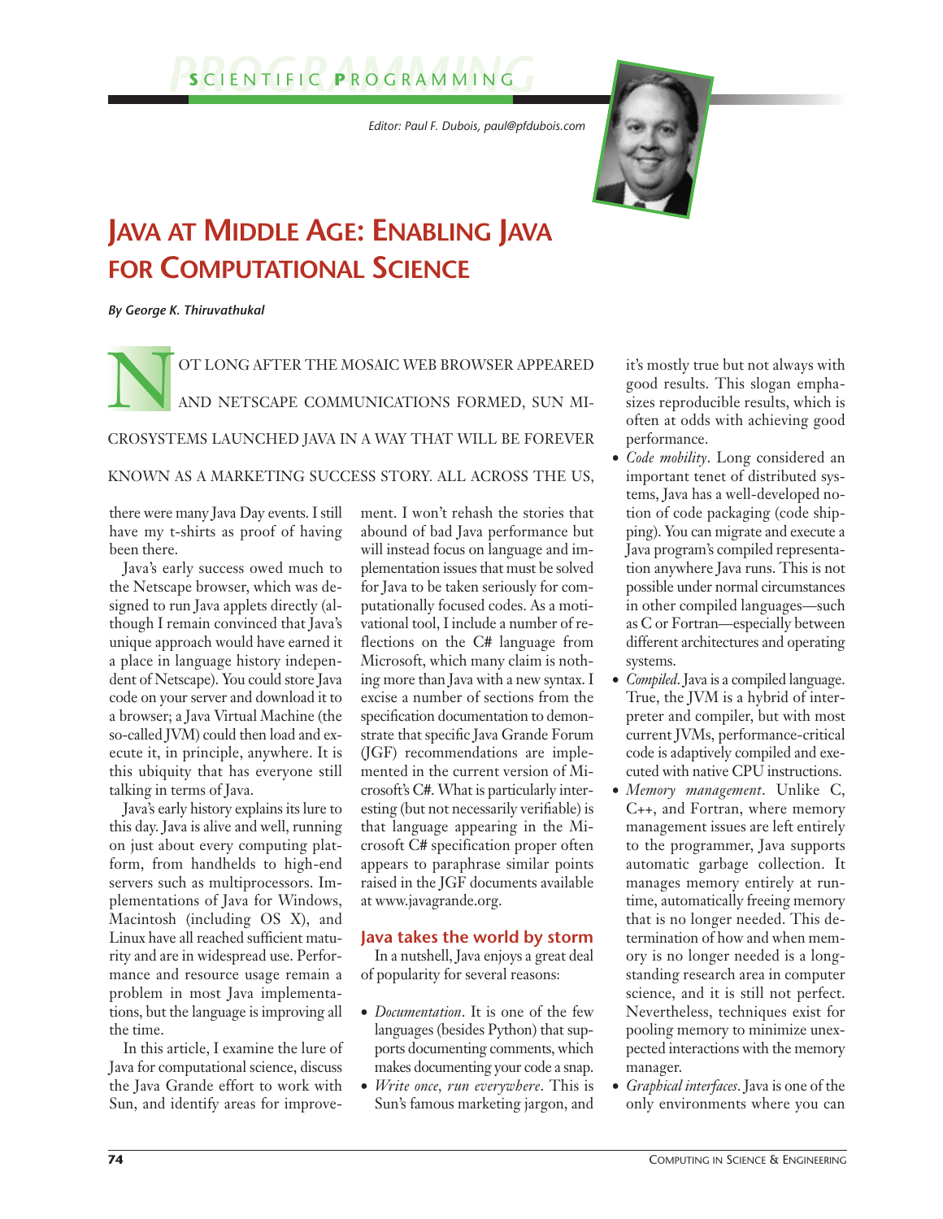# Java at Middle Age: Enabling Java for Computational Science

*Editor: Paul F. Dubois, paul@pfdubois.com*

***By George K. Thiruvathukal***

NOT LONG AFTER THE MOSAIC WEB BROWSER APPEARED AND NETSCAPE COMMUNICATIONS FORMED, SUN MICROSYSTEMS LAUNCHED JAVA IN A WAY THAT WILL BE FOREVER KNOWN AS A MARKETING SUCCESS STORY. ALL ACROSS THE US, there were many Java Day events. I still have my t-shirts as proof of having been there.

Java's early success owed much to the Netscape browser, which was designed to run Java applets directly (although I remain convinced that Java's unique approach would have earned it a place in language history independent of Netscape). You could store Java code on your server and download it to a browser; a Java Virtual Machine (the so-called JVM) could then load and execute it, in principle, anywhere. It is this ubiquity that has everyone still talking in terms of Java.

Java's early history explains its lure to this day. Java is alive and well, running on just about every computing platform, from handhelds to high-end servers such as multiprocessors. Implementations of Java for Windows, Macintosh (including OS X), and Linux have all reached sufficient maturity and are in widespread use. Performance and resource usage remain a problem in most Java implementations, but the language is improving all the time.

In this article, I examine the lure of Java for computational science, discuss the Java Grande effort to work with Sun, and identify areas for improvement. I won't rehash the stories that abound of bad Java performance but will instead focus on language and implementation issues that must be solved for Java to be taken seriously for computationally focused codes. As a motivational tool, I include a number of reflections on the C# language from Microsoft, which many claim is nothing more than Java with a new syntax. I excise a number of sections from the specification documentation to demonstrate that specific Java Grande Forum (JGF) recommendations are implemented in the current version of Microsoft's C#. What is particularly interesting (but not necessarily verifiable) is that language appearing in the Microsoft C# specification proper often appears to paraphrase similar points raised in the JGF documents available at www.javagrande.org.

## Java takes the world by storm

In a nutshell, Java enjoys a great deal of popularity for several reasons:

- *Documentation*. It is one of the few languages (besides Python) that supports documenting comments, which makes documenting your code a snap.
- *Write once, run everywhere*. This is Sun's famous marketing jargon, and it's mostly true but not always with good results. This slogan emphasizes reproducible results, which is often at odds with achieving good performance.
- *Code mobility*. Long considered an important tenet of distributed systems, Java has a well-developed notion of code packaging (code shipping). You can migrate and execute a Java program's compiled representation anywhere Java runs. This is not possible under normal circumstances in other compiled languages—such as C or Fortran—especially between different architectures and operating systems.
- *Compiled*. Java is a compiled language. True, the JVM is a hybrid of interpreter and compiler, but with most current JVMs, performance-critical code is adaptively compiled and executed with native CPU instructions.
- *Memory management*. Unlike C, C++, and Fortran, where memory management issues are left entirely to the programmer, Java supports automatic garbage collection. It manages memory entirely at runtime, automatically freeing memory that is no longer needed. This determination of how and when memory is no longer needed is a longstanding research area in computer science, and it is still not perfect. Nevertheless, techniques exist for pooling memory to minimize unexpected interactions with the memory manager.
- *Graphical interfaces*. Java is one of the only environments where you can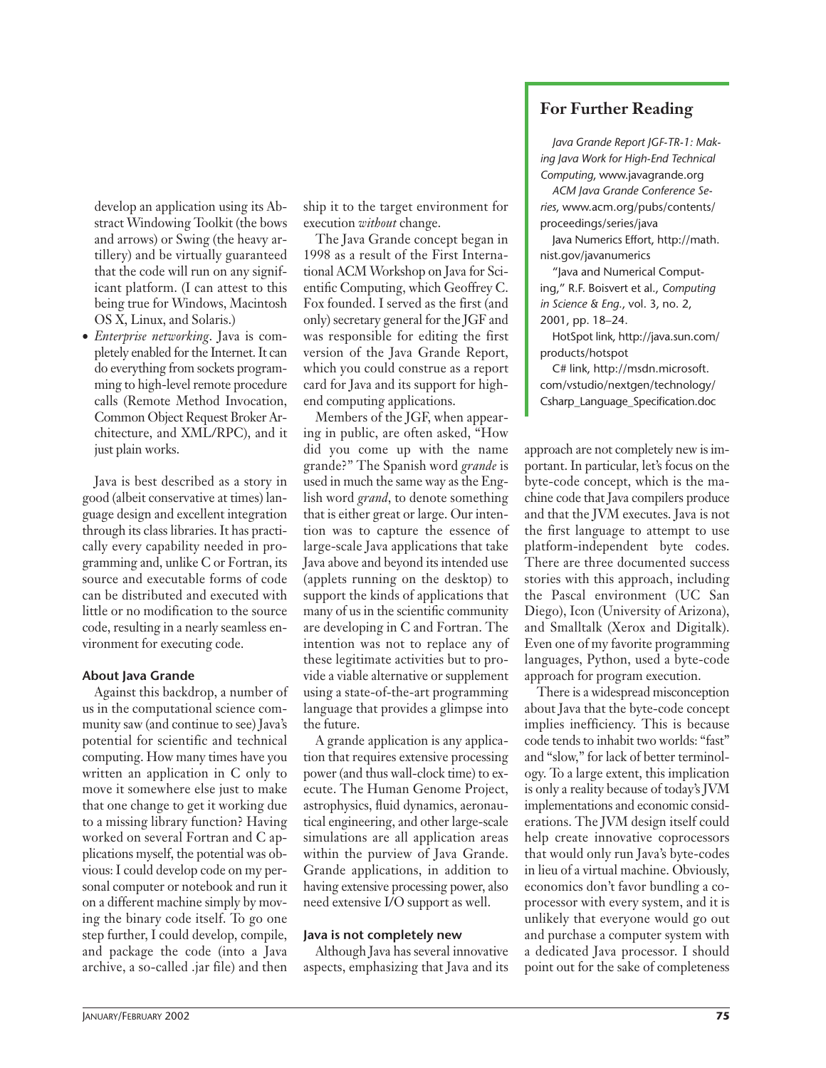develop an application using its Abstract Windowing Toolkit (the bows and arrows) or Swing (the heavy artillery) and be virtually guaranteed that the code will run on any significant platform. (I can attest to this being true for Windows, Macintosh OS X, Linux, and Solaris.)

- *Enterprise networking*. Java is completely enabled for the Internet. It can do everything from sockets programming to high-level remote procedure calls (Remote Method Invocation, Common Object Request Broker Architecture, and XML/RPC), and it just plain works.

Java is best described as a story in good (albeit conservative at times) language design and excellent integration through its class libraries. It has practically every capability needed in programming and, unlike C or Fortran, its source and executable forms of code can be distributed and executed with little or no modification to the source code, resulting in a nearly seamless environment for executing code.

### About Java Grande

Against this backdrop, a number of us in the computational science community saw (and continue to see) Java's potential for scientific and technical computing. How many times have you written an application in C only to move it somewhere else just to make that one change to get it working due to a missing library function? Having worked on several Fortran and C applications myself, the potential was obvious: I could develop code on my personal computer or notebook and run it on a different machine simply by moving the binary code itself. To go one step further, I could develop, compile, and package the code (into a Java archive, a so-called .jar file) and then ship it to the target environment for execution *without* change.

The Java Grande concept began in 1998 as a result of the First International ACM Workshop on Java for Scientific Computing, which Geoffrey C. Fox founded. I served as the first (and only) secretary general for the JGF and was responsible for editing the first version of the Java Grande Report, which you could construe as a report card for Java and its support for high-end computing applications.

Members of the JGF, when appearing in public, are often asked, "How did you come up with the name grande?" The Spanish word *grande* is used in much the same way as the English word *grand*, to denote something that is either great or large. Our intention was to capture the essence of large-scale Java applications that take Java above and beyond its intended use (applets running on the desktop) to support the kinds of applications that many of us in the scientific community are developing in C and Fortran. The intention was not to replace any of these legitimate activities but to provide a viable alternative or supplement using a state-of-the-art programming language that provides a glimpse into the future.

A grande application is any application that requires extensive processing power (and thus wall-clock time) to execute. The Human Genome Project, astrophysics, fluid dynamics, aeronautical engineering, and other large-scale simulations are all application areas within the purview of Java Grande. Grande applications, in addition to having extensive processing power, also need extensive I/O support as well.

### Java is not completely new

Although Java has several innovative aspects, emphasizing that Java and its approach are not completely new is important. In particular, let's focus on the byte-code concept, which is the machine code that Java compilers produce and that the JVM executes. Java is not the first language to attempt to use platform-independent byte codes. There are three documented success stories with this approach, including the Pascal environment (UC San Diego), Icon (University of Arizona), and Smalltalk (Xerox and Digitalk). Even one of my favorite programming languages, Python, used a byte-code approach for program execution.

There is a widespread misconception about Java that the byte-code concept implies inefficiency. This is because code tends to inhabit two worlds: "fast" and "slow," for lack of better terminology. To a large extent, this implication is only a reality because of today's JVM implementations and economic considerations. The JVM design itself could help create innovative coprocessors that would only run Java's byte-codes in lieu of a virtual machine. Obviously, economics don't favor bundling a coprocessor with every system, and it is unlikely that everyone would go out and purchase a computer system with a dedicated Java processor. I should point out for the sake of completeness

## For Further Reading

*Java Grande Report JGF-TR-1: Making Java Work for High-End Technical Computing*, www.javagrande.org

*ACM Java Grande Conference Series*, www.acm.org/pubs/contents/proceedings/series/java

Java Numerics Effort, http://math.nist.gov/javanumerics

"Java and Numerical Computing," R.F. Boisvert et al., *Computing in Science & Eng.*, vol. 3, no. 2, 2001, pp. 18–24.

HotSpot link, http://java.sun.com/products/hotspot

C# link, http://msdn.microsoft.com/vstudio/nextgen/technology/Csharp_Language_Specification.doc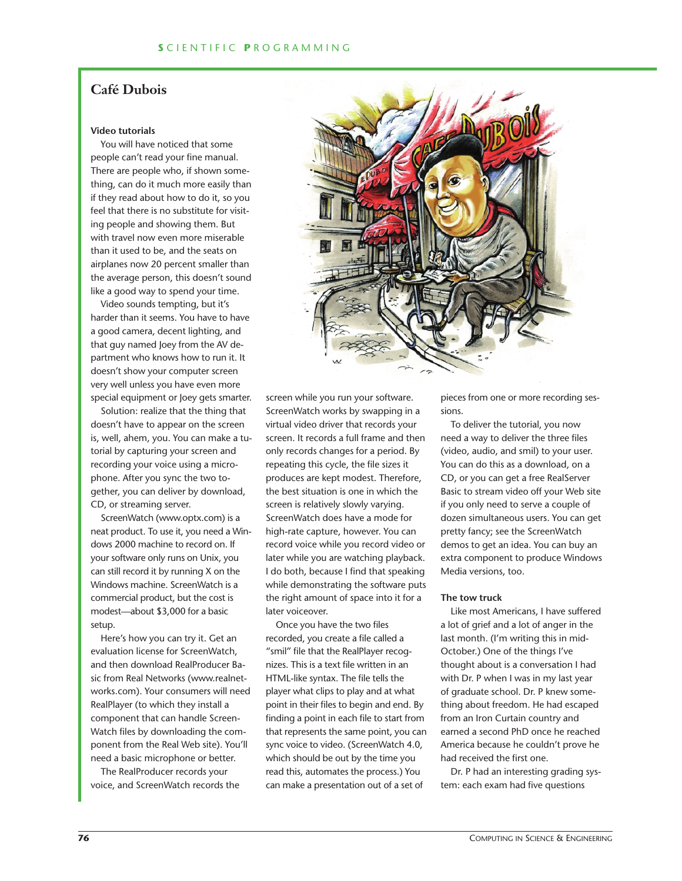## Café Dubois

### Video tutorials

You will have noticed that some people can't read your fine manual. There are people who, if shown something, can do it much more easily than if they read about how to do it, so you feel that there is no substitute for visiting people and showing them. But with travel now even more miserable than it used to be, and the seats on airplanes now 20 percent smaller than the average person, this doesn't sound like a good way to spend your time.

Video sounds tempting, but it's harder than it seems. You have to have a good camera, decent lighting, and that guy named Joey from the AV department who knows how to run it. It doesn't show your computer screen very well unless you have even more special equipment or Joey gets smarter.

Solution: realize that the thing that doesn't have to appear on the screen is, well, ahem, you. You can make a tutorial by capturing your screen and recording your voice using a microphone. After you sync the two together, you can deliver by download, CD, or streaming server.

ScreenWatch (www.optx.com) is a neat product. To use it, you need a Windows 2000 machine to record on. If your software only runs on Unix, you can still record it by running X on the Windows machine. ScreenWatch is a commercial product, but the cost is modest—about $3,000 for a basic setup.

Here's how you can try it. Get an evaluation license for ScreenWatch, and then download RealProducer Basic from Real Networks (www.realnetworks.com). Your consumers will need RealPlayer (to which they install a component that can handle ScreenWatch files by downloading the component from the Real Web site). You'll need a basic microphone or better.

The RealProducer records your voice, and ScreenWatch records the screen while you run your software. ScreenWatch works by swapping in a virtual video driver that records your screen. It records a full frame and then only records changes for a period. By repeating this cycle, the file sizes it produces are kept modest. Therefore, the best situation is one in which the screen is relatively slowly varying. ScreenWatch does have a mode for high-rate capture, however. You can record voice while you record video or later while you are watching playback. I do both, because I find that speaking while demonstrating the software puts the right amount of space into it for a later voiceover.

Once you have the two files recorded, you create a file called a "smil" file that the RealPlayer recognizes. This is a text file written in an HTML-like syntax. The file tells the player what clips to play and at what point in their files to begin and end. By finding a point in each file to start from that represents the same point, you can sync voice to video. (ScreenWatch 4.0, which should be out by the time you read this, automates the process.) You can make a presentation out of a set of pieces from one or more recording sessions.

To deliver the tutorial, you now need a way to deliver the three files (video, audio, and smil) to your user. You can do this as a download, on a CD, or you can get a free RealServer Basic to stream video off your Web site if you only need to serve a couple of dozen simultaneous users. You can get pretty fancy; see the ScreenWatch demos to get an idea. You can buy an extra component to produce Windows Media versions, too.

### The tow truck

Like most Americans, I have suffered a lot of grief and a lot of anger in the last month. (I'm writing this in mid-October.) One of the things I've thought about is a conversation I had with Dr. P when I was in my last year of graduate school. Dr. P knew something about freedom. He had escaped from an Iron Curtain country and earned a second PhD once he reached America because he couldn't prove he had received the first one.

Dr. P had an interesting grading system: each exam had five questions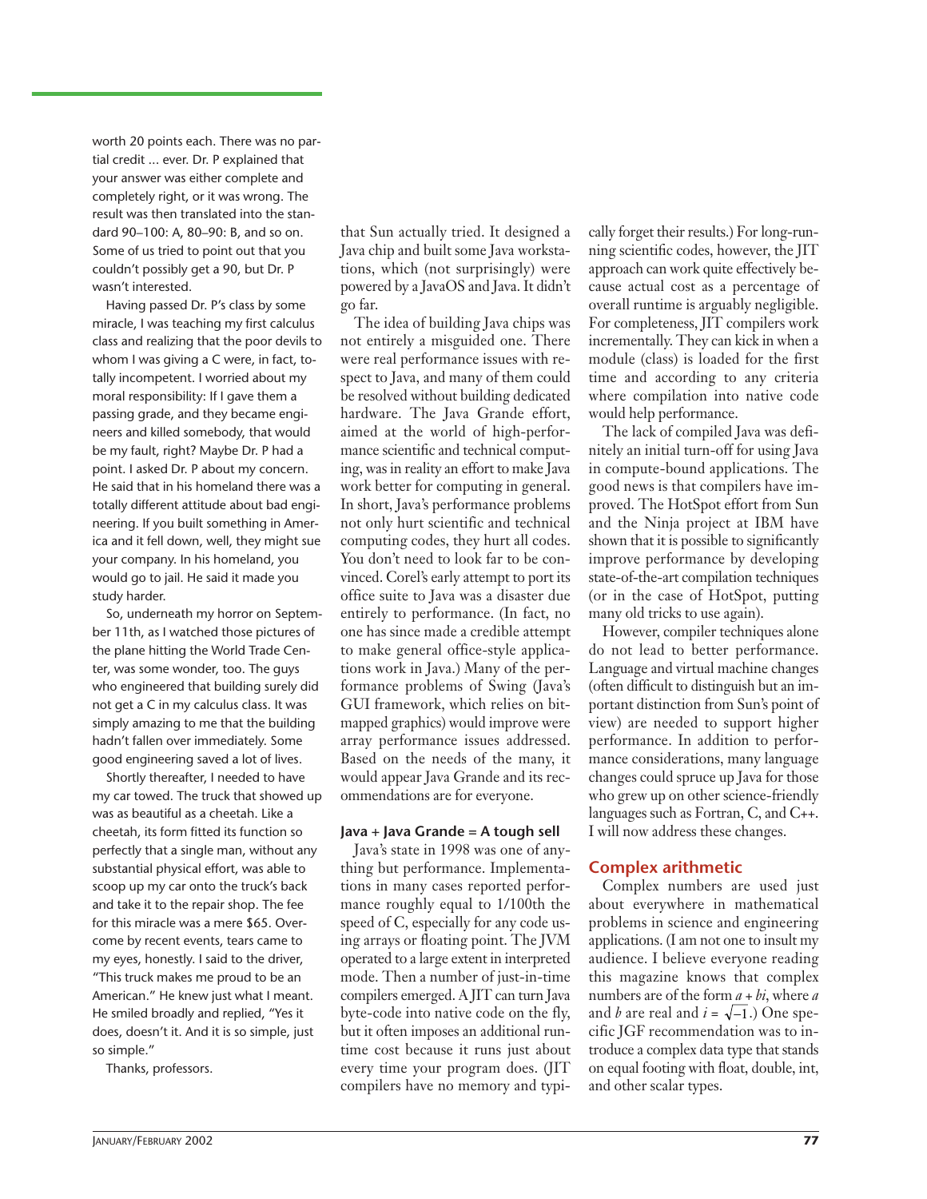worth 20 points each. There was no partial credit ... ever. Dr. P explained that your answer was either complete and completely right, or it was wrong. The result was then translated into the standard 90–100: A, 80–90: B, and so on. Some of us tried to point out that you couldn't possibly get a 90, but Dr. P wasn't interested.

Having passed Dr. P's class by some miracle, I was teaching my first calculus class and realizing that the poor devils to whom I was giving a C were, in fact, totally incompetent. I worried about my moral responsibility: If I gave them a passing grade, and they became engineers and killed somebody, that would be my fault, right? Maybe Dr. P had a point. I asked Dr. P about my concern. He said that in his homeland there was a totally different attitude about bad engineering. If you built something in America and it fell down, well, they might sue your company. In his homeland, you would go to jail. He said it made you study harder.

So, underneath my horror on September 11th, as I watched those pictures of the plane hitting the World Trade Center, was some wonder, too. The guys who engineered that building surely did not get a C in my calculus class. It was simply amazing to me that the building hadn't fallen over immediately. Some good engineering saved a lot of lives.

Shortly thereafter, I needed to have my car towed. The truck that showed up was as beautiful as a cheetah. Like a cheetah, its form fitted its function so perfectly that a single man, without any substantial physical effort, was able to scoop up my car onto the truck's back and take it to the repair shop. The fee for this miracle was a mere $65. Overcome by recent events, tears came to my eyes, honestly. I said to the driver, "This truck makes me proud to be an American." He knew just what I meant. He smiled broadly and replied, "Yes it does, doesn't it. And it is so simple, just so simple."

Thanks, professors.

that Sun actually tried. It designed a Java chip and built some Java workstations, which (not surprisingly) were powered by a JavaOS and Java. It didn't go far.

The idea of building Java chips was not entirely a misguided one. There were real performance issues with respect to Java, and many of them could be resolved without building dedicated hardware. The Java Grande effort, aimed at the world of high-performance scientific and technical computing, was in reality an effort to make Java work better for computing in general. In short, Java's performance problems not only hurt scientific and technical computing codes, they hurt all codes. You don't need to look far to be convinced. Corel's early attempt to port its office suite to Java was a disaster due entirely to performance. (In fact, no one has since made a credible attempt to make general office-style applications work in Java.) Many of the performance problems of Swing (Java's GUI framework, which relies on bitmapped graphics) would improve were array performance issues addressed. Based on the needs of the many, it would appear Java Grande and its recommendations are for everyone.

### Java + Java Grande = A tough sell

Java's state in 1998 was one of anything but performance. Implementations in many cases reported performance roughly equal to 1/100th the speed of C, especially for any code using arrays or floating point. The JVM operated to a large extent in interpreted mode. Then a number of just-in-time compilers emerged. A JIT can turn Java byte-code into native code on the fly, but it often imposes an additional runtime cost because it runs just about every time your program does. (JIT compilers have no memory and typically forget their results.) For long-running scientific codes, however, the JIT approach can work quite effectively because actual cost as a percentage of overall runtime is arguably negligible. For completeness, JIT compilers work incrementally. They can kick in when a module (class) is loaded for the first time and according to any criteria where compilation into native code would help performance.

The lack of compiled Java was definitely an initial turn-off for using Java in compute-bound applications. The good news is that compilers have improved. The HotSpot effort from Sun and the Ninja project at IBM have shown that it is possible to significantly improve performance by developing state-of-the-art compilation techniques (or in the case of HotSpot, putting many old tricks to use again).

However, compiler techniques alone do not lead to better performance. Language and virtual machine changes (often difficult to distinguish but an important distinction from Sun's point of view) are needed to support higher performance. In addition to performance considerations, many language changes could spruce up Java for those who grew up on other science-friendly languages such as Fortran, C, and C++. I will now address these changes.

## Complex arithmetic

Complex numbers are used just about everywhere in mathematical problems in science and engineering applications. (I am not one to insult my audience. I believe everyone reading this magazine knows that complex numbers are of the form $a + bi$, where $a$ and $b$ are real and $i = \sqrt{-1}$.) One specific JGF recommendation was to introduce a complex data type that stands on equal footing with float, double, int, and other scalar types.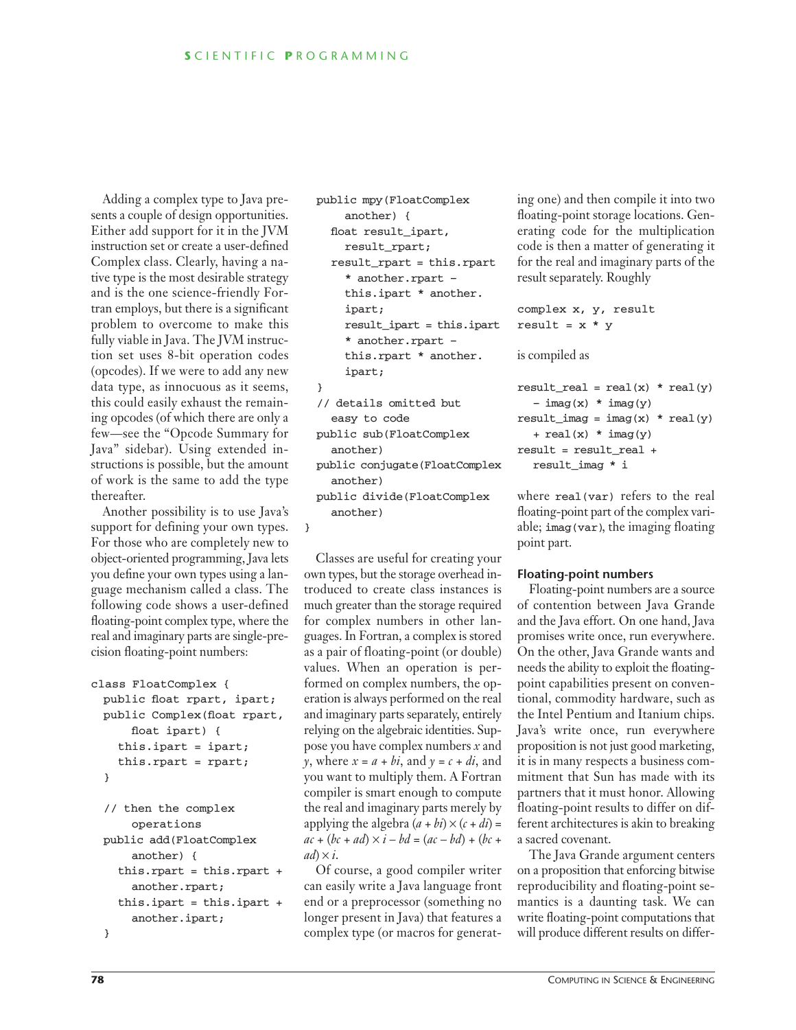Adding a complex type to Java presents a couple of design opportunities. Either add support for it in the JVM instruction set or create a user-defined Complex class. Clearly, having a native type is the most desirable strategy and is the one science-friendly Fortran employs, but there is a significant problem to overcome to make this fully viable in Java. The JVM instruction set uses 8-bit operation codes (opcodes). If we were to add any new data type, as innocuous as it seems, this could easily exhaust the remaining opcodes (of which there are only a few—see the "Opcode Summary for Java" sidebar). Using extended instructions is possible, but the amount of work is the same to add the type thereafter.

Another possibility is to use Java's support for defining your own types. For those who are completely new to object-oriented programming, Java lets you define your own types using a language mechanism called a class. The following code shows a user-defined floating-point complex type, where the real and imaginary parts are single-precision floating-point numbers:

```
class FloatComplex {
  public float rpart, ipart;
  public Complex(float rpart,
      float ipart) {
    this.ipart = ipart;
    this.rpart = rpart;
  }

  // then the complex
      operations
  public add(FloatComplex
      another) {
    this.rpart = this.rpart +
      another.rpart;
    this.ipart = this.ipart +
      another.ipart;
  }
  public mpy(FloatComplex
      another) {
    float result_ipart,
      result_rpart;
    result_rpart = this.rpart
      * another.rpart -
      this.ipart * another.
      ipart;
      result_ipart = this.ipart
      * another.rpart -
      this.rpart * another.
      ipart;
  }
  // details omitted but
    easy to code
  public sub(FloatComplex
    another)
  public conjugate(FloatComplex
    another)
  public divide(FloatComplex
    another)
}
```

Classes are useful for creating your own types, but the storage overhead introduced to create class instances is much greater than the storage required for complex numbers in other languages. In Fortran, a complex is stored as a pair of floating-point (or double) values. When an operation is performed on complex numbers, the operation is always performed on the real and imaginary parts separately, entirely relying on the algebraic identities. Suppose you have complex numbers $x$ and $y$, where $x = a + bi$, and $y = c + di$, and you want to multiply them. A Fortran compiler is smart enough to compute the real and imaginary parts merely by applying the algebra $(a + bi) \times (c + di) = ac + (bc + ad) \times i - bd = (ac - bd) + (bc + ad) \times i$.

Of course, a good compiler writer can easily write a Java language front end or a preprocessor (something no longer present in Java) that features a complex type (or macros for generating one) and then compile it into two floating-point storage locations. Generating code for the multiplication code is then a matter of generating it for the real and imaginary parts of the result separately. Roughly

```
complex x, y, result
result = x * y
```

is compiled as

```
result_real = real(x) * real(y)
  - imag(x) * imag(y)
result_imag = imag(x) * real(y)
  + real(x) * imag(y)
result = result_real +
  result_imag * i
```

where `real(var)` refers to the real floating-point part of the complex variable; `imag(var)`, the imaging floating point part.

### Floating-point numbers

Floating-point numbers are a source of contention between Java Grande and the Java effort. On one hand, Java promises write once, run everywhere. On the other, Java Grande wants and needs the ability to exploit the floating-point capabilities present on conventional, commodity hardware, such as the Intel Pentium and Itanium chips. Java's write once, run everywhere proposition is not just good marketing, it is in many respects a business commitment that Sun has made with its partners that it must honor. Allowing floating-point results to differ on different architectures is akin to breaking a sacred covenant.

The Java Grande argument centers on a proposition that enforcing bitwise reproducibility and floating-point semantics is a daunting task. We can write floating-point computations that will produce different results on differ-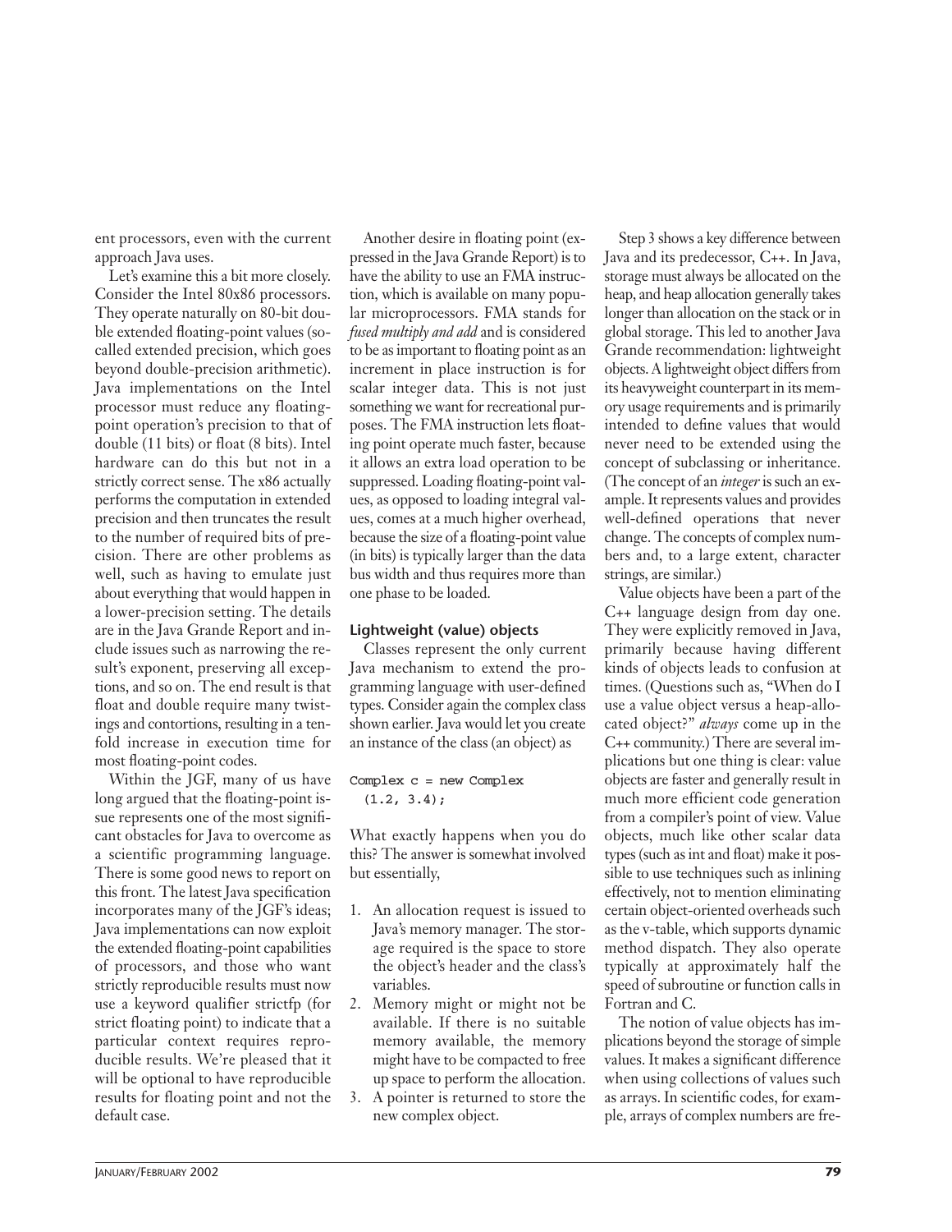ent processors, even with the current approach Java uses.

Let's examine this a bit more closely. Consider the Intel 80x86 processors. They operate naturally on 80-bit double extended floating-point values (so-called extended precision, which goes beyond double-precision arithmetic). Java implementations on the Intel processor must reduce any floating-point operation's precision to that of double (11 bits) or float (8 bits). Intel hardware can do this but not in a strictly correct sense. The x86 actually performs the computation in extended precision and then truncates the result to the number of required bits of precision. There are other problems as well, such as having to emulate just about everything that would happen in a lower-precision setting. The details are in the Java Grande Report and include issues such as narrowing the result's exponent, preserving all exceptions, and so on. The end result is that float and double require many twistings and contortions, resulting in a tenfold increase in execution time for most floating-point codes.

Within the JGF, many of us have long argued that the floating-point issue represents one of the most significant obstacles for Java to overcome as a scientific programming language. There is some good news to report on this front. The latest Java specification incorporates many of the JGF's ideas; Java implementations can now exploit the extended floating-point capabilities of processors, and those who want strictly reproducible results must now use a keyword qualifier strictfp (for strict floating point) to indicate that a particular context requires reproducible results. We're pleased that it will be optional to have reproducible results for floating point and not the default case.

Another desire in floating point (expressed in the Java Grande Report) is to have the ability to use an FMA instruction, which is available on many popular microprocessors. FMA stands for *fused multiply and add* and is considered to be as important to floating point as an increment in place instruction is for scalar integer data. This is not just something we want for recreational purposes. The FMA instruction lets floating point operate much faster, because it allows an extra load operation to be suppressed. Loading floating-point values, as opposed to loading integral values, comes at a much higher overhead, because the size of a floating-point value (in bits) is typically larger than the data bus width and thus requires more than one phase to be loaded.

### Lightweight (value) objects

Classes represent the only current Java mechanism to extend the programming language with user-defined types. Consider again the complex class shown earlier. Java would let you create an instance of the class (an object) as

```
Complex c = new Complex
  (1.2, 3.4);
```

What exactly happens when you do this? The answer is somewhat involved but essentially,

1. An allocation request is issued to Java's memory manager. The storage required is the space to store the object's header and the class's variables.
2. Memory might or might not be available. If there is no suitable memory available, the memory might have to be compacted to free up space to perform the allocation.
3. A pointer is returned to store the new complex object.

Step 3 shows a key difference between Java and its predecessor, C++. In Java, storage must always be allocated on the heap, and heap allocation generally takes longer than allocation on the stack or in global storage. This led to another Java Grande recommendation: lightweight objects. A lightweight object differs from its heavyweight counterpart in its memory usage requirements and is primarily intended to define values that would never need to be extended using the concept of subclassing or inheritance. (The concept of an *integer* is such an example. It represents values and provides well-defined operations that never change. The concepts of complex numbers and, to a large extent, character strings, are similar.)

Value objects have been a part of the C++ language design from day one. They were explicitly removed in Java, primarily because having different kinds of objects leads to confusion at times. (Questions such as, "When do I use a value object versus a heap-allocated object?" *always* come up in the C++ community.) There are several implications but one thing is clear: value objects are faster and generally result in much more efficient code generation from a compiler's point of view. Value objects, much like other scalar data types (such as int and float) make it possible to use techniques such as inlining effectively, not to mention eliminating certain object-oriented overheads such as the v-table, which supports dynamic method dispatch. They also operate typically at approximately half the speed of subroutine or function calls in Fortran and C.

The notion of value objects has implications beyond the storage of simple values. It makes a significant difference when using collections of values such as arrays. In scientific codes, for example, arrays of complex numbers are fre-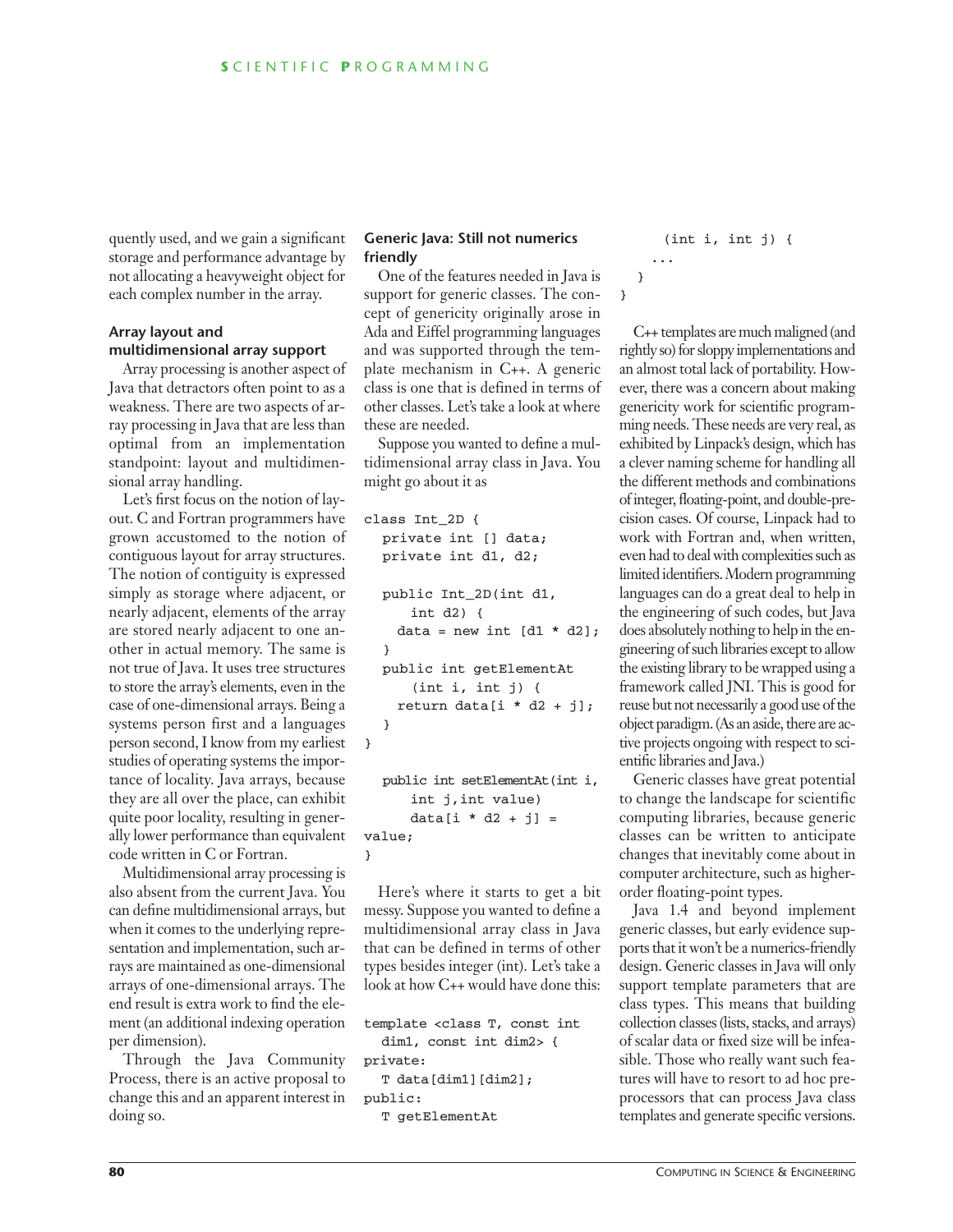quently used, and we gain a significant storage and performance advantage by not allocating a heavyweight object for each complex number in the array.

### Array layout and multidimensional array support

Array processing is another aspect of Java that detractors often point to as a weakness. There are two aspects of array processing in Java that are less than optimal from an implementation standpoint: layout and multidimensional array handling.

Let's first focus on the notion of layout. C and Fortran programmers have grown accustomed to the notion of contiguous layout for array structures. The notion of contiguity is expressed simply as storage where adjacent, or nearly adjacent, elements of the array are stored nearly adjacent to one another in actual memory. The same is not true of Java. It uses tree structures to store the array's elements, even in the case of one-dimensional arrays. Being a systems person first and a languages person second, I know from my earliest studies of operating systems the importance of locality. Java arrays, because they are all over the place, can exhibit quite poor locality, resulting in generally lower performance than equivalent code written in C or Fortran.

Multidimensional array processing is also absent from the current Java. You can define multidimensional arrays, but when it comes to the underlying representation and implementation, such arrays are maintained as one-dimensional arrays of one-dimensional arrays. The end result is extra work to find the element (an additional indexing operation per dimension).

Through the Java Community Process, there is an active proposal to change this and an apparent interest in doing so.

### Generic Java: Still not numerics friendly

One of the features needed in Java is support for generic classes. The concept of genericity originally arose in Ada and Eiffel programming languages and was supported through the template mechanism in C++. A generic class is one that is defined in terms of other classes. Let's take a look at where these are needed.

Suppose you wanted to define a multidimensional array class in Java. You might go about it as

```
class Int_2D {
  private int [] data;
  private int d1, d2;

  public Int_2D(int d1,
     int d2) {
    data = new int [d1 * d2];
  }
  public int getElementAt
     (int i, int j) {
    return data[i * d2 + j];
  }
}

  public int setElementAt(int i,
     int j,int value)
     data[i * d2 + j] =
value;
}
```

Here's where it starts to get a bit messy. Suppose you wanted to define a multidimensional array class in Java that can be defined in terms of other types besides integer (int). Let's take a look at how C++ would have done this:

```
template <class T, const int
  dim1, const int dim2> {
private:
  T data[dim1][dim2];
public:
  T getElementAt
     (int i, int j) {
    ...
  }
}
```

C++ templates are much maligned (and rightly so) for sloppy implementations and an almost total lack of portability. However, there was a concern about making genericity work for scientific programming needs. These needs are very real, as exhibited by Linpack's design, which has a clever naming scheme for handling all the different methods and combinations of integer, floating-point, and double-precision cases. Of course, Linpack had to work with Fortran and, when written, even had to deal with complexities such as limited identifiers. Modern programming languages can do a great deal to help in the engineering of such codes, but Java does absolutely nothing to help in the engineering of such libraries except to allow the existing library to be wrapped using a framework called JNI. This is good for reuse but not necessarily a good use of the object paradigm. (As an aside, there are active projects ongoing with respect to scientific libraries and Java.)

Generic classes have great potential to change the landscape for scientific computing libraries, because generic classes can be written to anticipate changes that inevitably come about in computer architecture, such as higher-order floating-point types.

Java 1.4 and beyond implement generic classes, but early evidence supports that it won't be a numerics-friendly design. Generic classes in Java will only support template parameters that are class types. This means that building collection classes (lists, stacks, and arrays) of scalar data or fixed size will be infeasible. Those who really want such features will have to resort to ad hoc preprocessors that can process Java class templates and generate specific versions.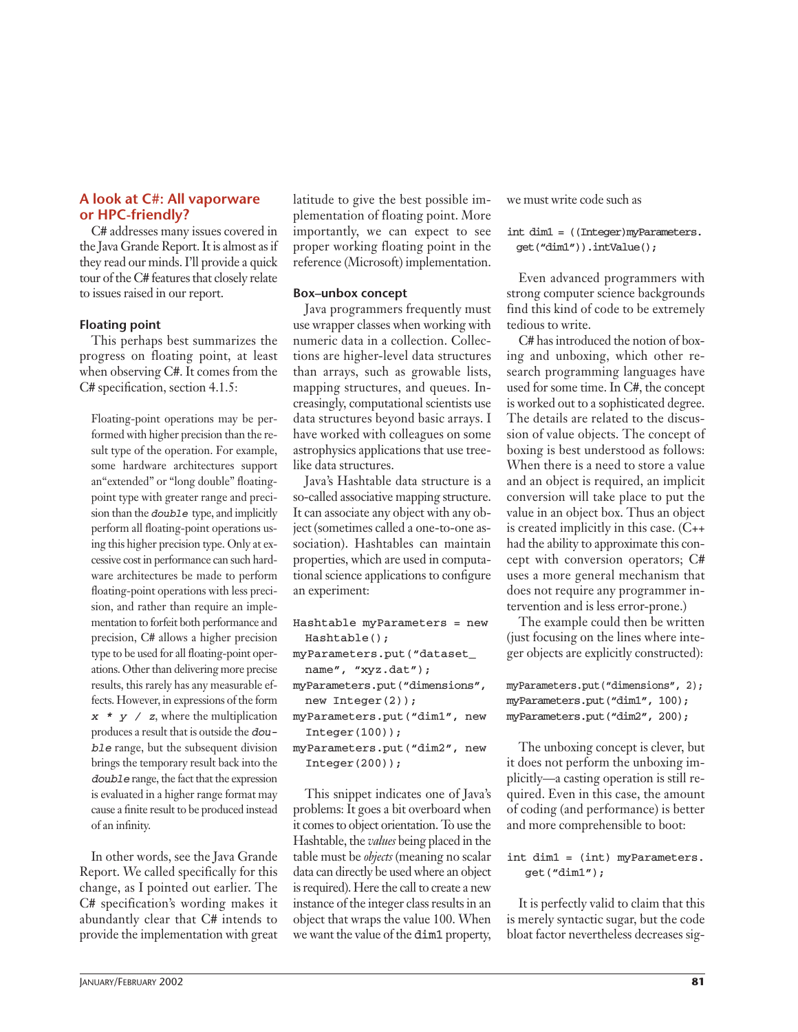## A look at C#: All vaporware or HPC-friendly?

C# addresses many issues covered in the Java Grande Report. It is almost as if they read our minds. I'll provide a quick tour of the C# features that closely relate to issues raised in our report.

### Floating point

This perhaps best summarizes the progress on floating point, at least when observing C#. It comes from the C# specification, section 4.1.5:

> Floating-point operations may be performed with higher precision than the result type of the operation. For example, some hardware architectures support an "extended" or "long double" floating-point type with greater range and precision than the *double* type, and implicitly perform all floating-point operations using this higher precision type. Only at excessive cost in performance can such hardware architectures be made to perform floating-point operations with less precision, and rather than require an implementation to forfeit both performance and precision, C# allows a higher precision type to be used for all floating-point operations. Other than delivering more precise results, this rarely has any measurable effects. However, in expressions of the form `x * y / z`, where the multiplication produces a result that is outside the *double* range, but the subsequent division brings the temporary result back into the *double* range, the fact that the expression is evaluated in a higher range format may cause a finite result to be produced instead of an infinity.

In other words, see the Java Grande Report. We called specifically for this change, as I pointed out earlier. The C# specification's wording makes it abundantly clear that C# intends to provide the implementation with great latitude to give the best possible implementation of floating point. More importantly, we can expect to see proper working floating point in the reference (Microsoft) implementation.

### Box–unbox concept

Java programmers frequently must use wrapper classes when working with numeric data in a collection. Collections are higher-level data structures than arrays, such as growable lists, mapping structures, and queues. Increasingly, computational scientists use data structures beyond basic arrays. I have worked with colleagues on some astrophysics applications that use tree-like data structures.

Java's Hashtable data structure is a so-called associative mapping structure. It can associate any object with any object (sometimes called a one-to-one association). Hashtables can maintain properties, which are used in computational science applications to configure an experiment:

```
Hashtable myParameters = new
  Hashtable();
myParameters.put("dataset_
  name", "xyz.dat");
myParameters.put("dimensions",
  new Integer(2));
myParameters.put("dim1", new
  Integer(100));
myParameters.put("dim2", new
  Integer(200));
```

This snippet indicates one of Java's problems: It goes a bit overboard when it comes to object orientation. To use the Hashtable, the *values* being placed in the table must be *objects* (meaning no scalar data can directly be used where an object is required). Here the call to create a new instance of the integer class results in an object that wraps the value 100. When we want the value of the `dim1` property, we must write code such as

```
int dim1 = ((Integer)myParameters.
  get("dim1")).intValue();
```

Even advanced programmers with strong computer science backgrounds find this kind of code to be extremely tedious to write.

C# has introduced the notion of boxing and unboxing, which other research programming languages have used for some time. In C#, the concept is worked out to a sophisticated degree. The details are related to the discussion of value objects. The concept of boxing is best understood as follows: When there is a need to store a value and an object is required, an implicit conversion will take place to put the value in an object box. Thus an object is created implicitly in this case. (C++ had the ability to approximate this concept with conversion operators; C# uses a more general mechanism that does not require any programmer intervention and is less error-prone.)

The example could then be written (just focusing on the lines where integer objects are explicitly constructed):

```
myParameters.put("dimensions", 2);
myParameters.put("dim1", 100);
myParameters.put("dim2", 200);
```

The unboxing concept is clever, but it does not perform the unboxing implicitly—a casting operation is still required. Even in this case, the amount of coding (and performance) is better and more comprehensible to boot:

```
int dim1 = (int) myParameters.
   get("dim1");
```

It is perfectly valid to claim that this is merely syntactic sugar, but the code bloat factor nevertheless decreases sig-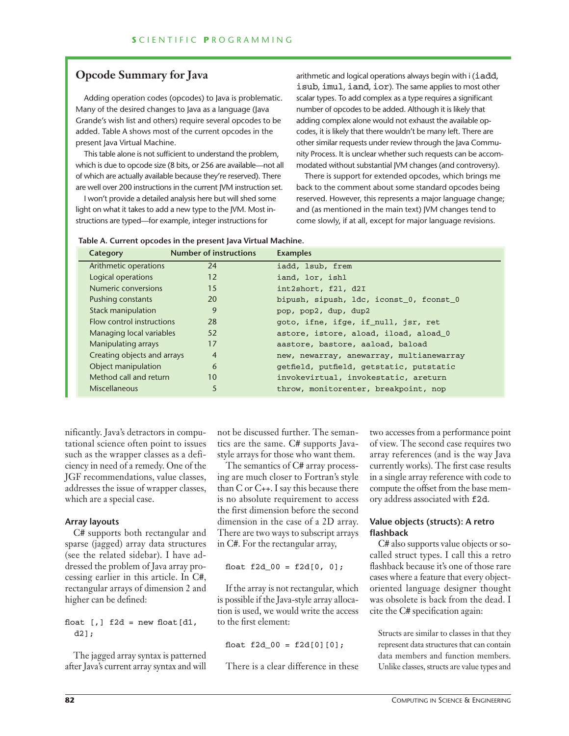## Opcode Summary for Java

Adding operation codes (opcodes) to Java is problematic. Many of the desired changes to Java as a language (Java Grande's wish list and others) require several opcodes to be added. Table A shows most of the current opcodes in the present Java Virtual Machine.

This table alone is not sufficient to understand the problem, which is due to opcode size (8 bits, or 256 are available—not all of which are actually available because they're reserved). There are well over 200 instructions in the current JVM instruction set.

I won't provide a detailed analysis here but will shed some light on what it takes to add a new type to the JVM. Most instructions are typed—for example, integer instructions for arithmetic and logical operations always begin with i (`iadd`, `isub`, `imul`, `iand`, `ior`). The same applies to most other scalar types. To add complex as a type requires a significant number of opcodes to be added. Although it is likely that adding complex alone would not exhaust the available opcodes, it is likely that there wouldn't be many left. There are other similar requests under review through the Java Community Process. It is unclear whether such requests can be accommodated without substantial JVM changes (and controversy).

There is support for extended opcodes, which brings me back to the comment about some standard opcodes being reserved. However, this represents a major language change; and (as mentioned in the main text) JVM changes tend to come slowly, if at all, except for major language revisions.

**Table A. Current opcodes in the present Java Virtual Machine.**

| Category | Number of instructions | Examples |
|---|---|---|
| Arithmetic operations | 24 | `iadd, lsub, frem` |
| Logical operations | 12 | `iand, lor, ishl` |
| Numeric conversions | 15 | `int2short, f2l, d2I` |
| Pushing constants | 20 | `bipush, sipush, ldc, iconst_0, fconst_0` |
| Stack manipulation | 9 | `pop, pop2, dup, dup2` |
| Flow control instructions | 28 | `goto, ifne, ifge, if_null, jsr, ret` |
| Managing local variables | 52 | `astore, istore, aload, iload, aload_0` |
| Manipulating arrays | 17 | `aastore, bastore, aaload, baload` |
| Creating objects and arrays | 4 | `new, newarray, anewarray, multianewarray` |
| Object manipulation | 6 | `getfield, putfield, getstatic, putstatic` |
| Method call and return | 10 | `invokevirtual, invokestatic, areturn` |
| Miscellaneous | 5 | `throw, monitorenter, breakpoint, nop` |

nificantly. Java's detractors in computational science often point to issues such as the wrapper classes as a deficiency in need of a remedy. One of the JGF recommendations, value classes, addresses the issue of wrapper classes, which are a special case.

### Array layouts

C# supports both rectangular and sparse (jagged) array data structures (see the related sidebar). I have addressed the problem of Java array processing earlier in this article. In C#, rectangular arrays of dimension 2 and higher can be defined:

```
float [,] f2d = new float[d1,
  d2];
```

The jagged array syntax is patterned after Java's current array syntax and will not be discussed further. The semantics are the same. C# supports Java-style arrays for those who want them.

The semantics of C# array processing are much closer to Fortran's style than C or C++. I say this because there is no absolute requirement to access the first dimension before the second dimension in the case of a 2D array. There are two ways to subscript arrays in C#. For the rectangular array,

```
float f2d_00 = f2d[0, 0];
```

If the array is not rectangular, which is possible if the Java-style array allocation is used, we would write the access to the first element:

```
float f2d_00 = f2d[0][0];
```

There is a clear difference in these two accesses from a performance point of view. The second case requires two array references (and is the way Java currently works). The first case results in a single array reference with code to compute the offset from the base memory address associated with `f2d`.

### Value objects (structs): A retro flashback

C# also supports value objects or so-called struct types. I call this a retro flashback because it's one of those rare cases where a feature that every object-oriented language designer thought was obsolete is back from the dead. I cite the C# specification again:

> Structs are similar to classes in that they represent data structures that can contain data members and function members. Unlike classes, structs are value types and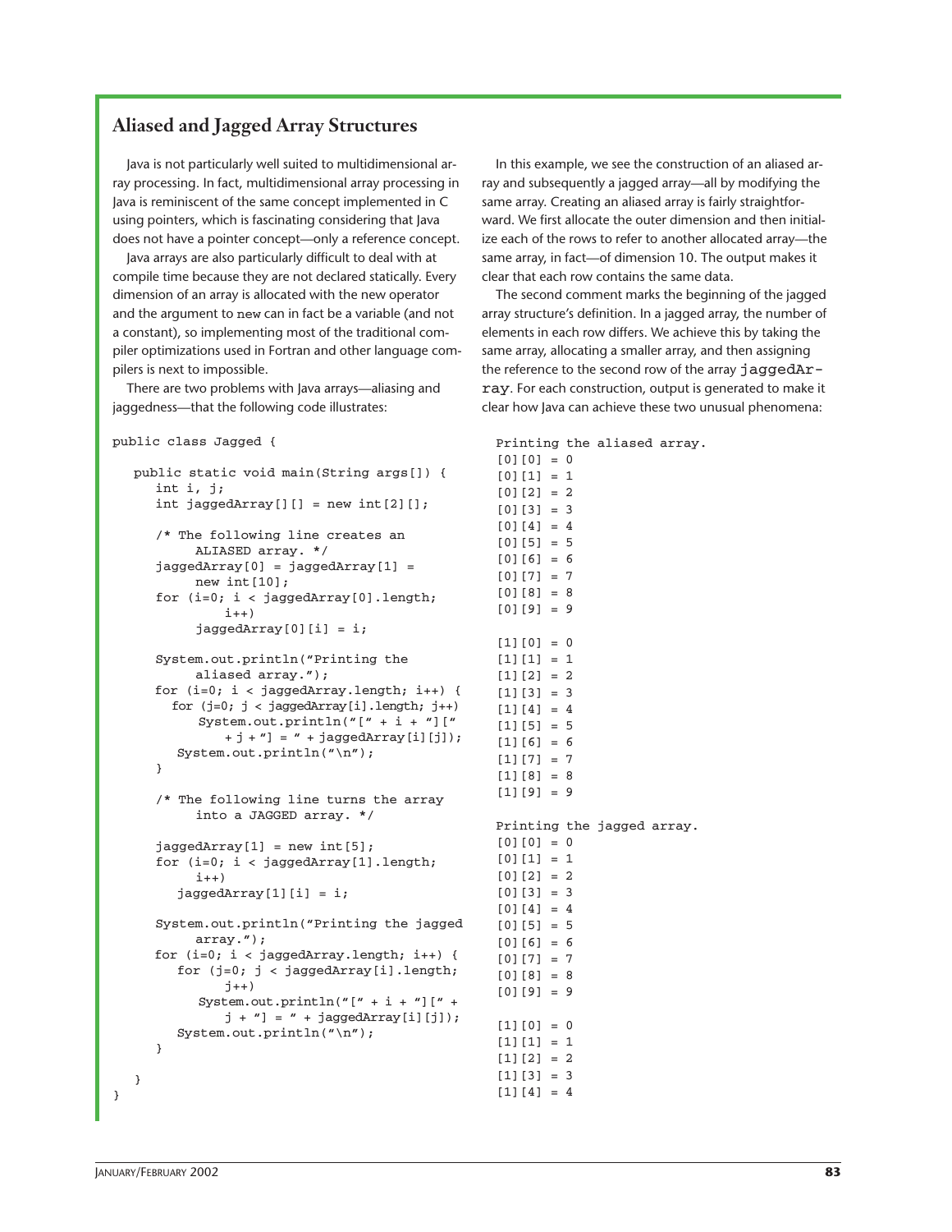## Aliased and Jagged Array Structures

Java is not particularly well suited to multidimensional array processing. In fact, multidimensional array processing in Java is reminiscent of the same concept implemented in C using pointers, which is fascinating considering that Java does not have a pointer concept—only a reference concept.

Java arrays are also particularly difficult to deal with at compile time because they are not declared statically. Every dimension of an array is allocated with the new operator and the argument to `new` can in fact be a variable (and not a constant), so implementing most of the traditional compiler optimizations used in Fortran and other language compilers is next to impossible.

There are two problems with Java arrays—aliasing and jaggedness—that the following code illustrates:

```
public class Jagged {

   public static void main(String args[]) {
      int i, j;
      int jaggedArray[][] = new int[2][];

      /* The following line creates an
           ALIASED array. */
      jaggedArray[0] = jaggedArray[1] =
           new int[10];
      for (i=0; i < jaggedArray[0].length;
              i++)
           jaggedArray[0][i] = i;

      System.out.println("Printing the
           aliased array.");
      for (i=0; i < jaggedArray.length; i++) {
         for (j=0; j < jaggedArray[i].length; j++)
             System.out.println("[" + i + "]["
                 + j + "] = " + jaggedArray[i][j]);
          System.out.println("\n");
      }

      /* The following line turns the array
           into a JAGGED array. */

      jaggedArray[1] = new int[5];
      for (i=0; i < jaggedArray[1].length;
           i++)
          jaggedArray[1][i] = i;

      System.out.println("Printing the jagged
           array.");
      for (i=0; i < jaggedArray.length; i++) {
          for (j=0; j < jaggedArray[i].length;
                 j++)
             System.out.println("[" + i + "][" +
                 j + "] = " + jaggedArray[i][j]);
          System.out.println("\n");
      }

   }
}
```

In this example, we see the construction of an aliased array and subsequently a jagged array—all by modifying the same array. Creating an aliased array is fairly straightforward. We first allocate the outer dimension and then initialize each of the rows to refer to another allocated array—the same array, in fact—of dimension 10. The output makes it clear that each row contains the same data.

The second comment marks the beginning of the jagged array structure's definition. In a jagged array, the number of elements in each row differs. We achieve this by taking the same array, allocating a smaller array, and then assigning the reference to the second row of the array `jaggedArray`. For each construction, output is generated to make it clear how Java can achieve these two unusual phenomena:

```
Printing the aliased array.
[0][0] = 0
[0][1] = 1
[0][2] = 2
[0][3] = 3
[0][4] = 4
[0][5] = 5
[0][6] = 6
[0][7] = 7
[0][8] = 8
[0][9] = 9

[1][0] = 0
[1][1] = 1
[1][2] = 2
[1][3] = 3
[1][4] = 4
[1][5] = 5
[1][6] = 6
[1][7] = 7
[1][8] = 8
[1][9] = 9

Printing the jagged array.
[0][0] = 0
[0][1] = 1
[0][2] = 2
[0][3] = 3
[0][4] = 4
[0][5] = 5
[0][6] = 6
[0][7] = 7
[0][8] = 8
[0][9] = 9

[1][0] = 0
[1][1] = 1
[1][2] = 2
[1][3] = 3
[1][4] = 4
```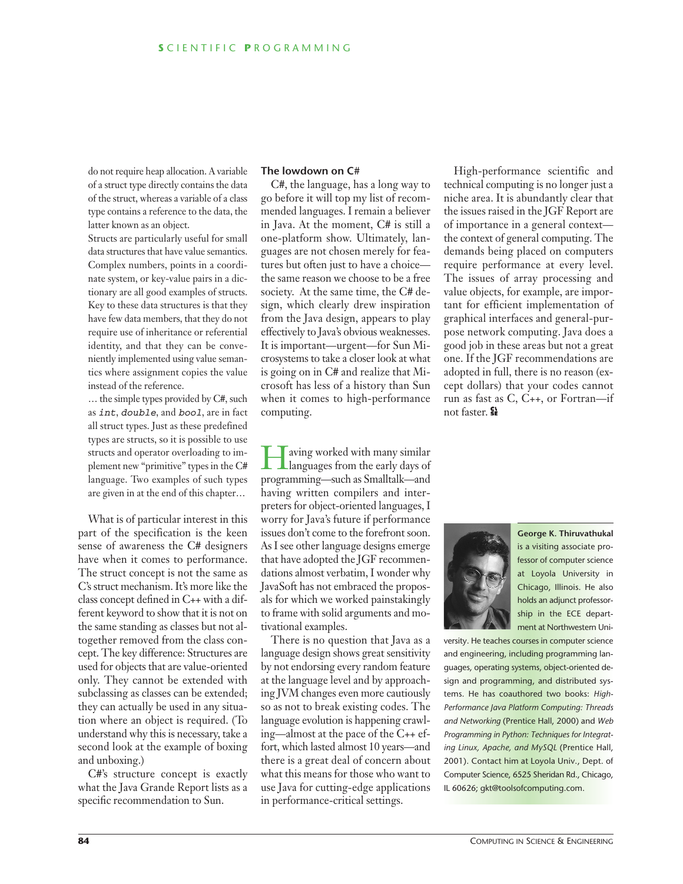do not require heap allocation. A variable of a struct type directly contains the data of the struct, whereas a variable of a class type contains a reference to the data, the latter known as an object.

Structs are particularly useful for small data structures that have value semantics. Complex numbers, points in a coordinate system, or key-value pairs in a dictionary are all good examples of structs. Key to these data structures is that they have few data members, that they do not require use of inheritance or referential identity, and that they can be conveniently implemented using value semantics where assignment copies the value instead of the reference.

… the simple types provided by C#, such as `int`, `double`, and `bool`, are in fact all struct types. Just as these predefined types are structs, so it is possible to use structs and operator overloading to implement new "primitive" types in the C# language. Two examples of such types are given in at the end of this chapter…

What is of particular interest in this part of the specification is the keen sense of awareness the C# designers have when it comes to performance. The struct concept is not the same as C's struct mechanism. It's more like the class concept defined in C++ with a different keyword to show that it is not on the same standing as classes but not altogether removed from the class concept. The key difference: Structures are used for objects that are value-oriented only. They cannot be extended with subclassing as classes can be extended; they can actually be used in any situation where an object is required. (To understand why this is necessary, take a second look at the example of boxing and unboxing.)

C#'s structure concept is exactly what the Java Grande Report lists as a specific recommendation to Sun.

### The lowdown on C#

C#, the language, has a long way to go before it will top my list of recommended languages. I remain a believer in Java. At the moment, C# is still a one-platform show. Ultimately, languages are not chosen merely for features but often just to have a choice—the same reason we choose to be a free society. At the same time, the C# design, which clearly drew inspiration from the Java design, appears to play effectively to Java's obvious weaknesses. It is important—urgent—for Sun Microsystems to take a closer look at what is going on in C# and realize that Microsoft has less of a history than Sun when it comes to high-performance computing.

Having worked with many similar languages from the early days of programming—such as Smalltalk—and having written compilers and interpreters for object-oriented languages, I worry for Java's future if performance issues don't come to the forefront soon. As I see other language designs emerge that have adopted the JGF recommendations almost verbatim, I wonder why JavaSoft has not embraced the proposals for which we worked painstakingly to frame with solid arguments and motivational examples.

There is no question that Java as a language design shows great sensitivity by not endorsing every random feature at the language level and by approaching JVM changes even more cautiously so as not to break existing codes. The language evolution is happening crawling—almost at the pace of the C++ effort, which lasted almost 10 years—and there is a great deal of concern about what this means for those who want to use Java for cutting-edge applications in performance-critical settings.

High-performance scientific and technical computing is no longer just a niche area. It is abundantly clear that the issues raised in the JGF Report are of importance in a general context—the context of general computing. The demands being placed on computers require performance at every level. The issues of array processing and value objects, for example, are important for efficient implementation of graphical interfaces and general-purpose network computing. Java does a good job in these areas but not a great one. If the JGF recommendations are adopted in full, there is no reason (except dollars) that your codes cannot run as fast as C, C++, or Fortran—if not faster.

**George K. Thiruvathukal** is a visiting associate professor of computer science at Loyola University in Chicago, Illinois. He also holds an adjunct professorship in the ECE department at Northwestern University. He teaches courses in computer science and engineering, including programming languages, operating systems, object-oriented design and programming, and distributed systems. He has coauthored two books: *High-Performance Java Platform Computing: Threads and Networking* (Prentice Hall, 2000) and *Web Programming in Python: Techniques for Integrating Linux, Apache, and MySQL* (Prentice Hall, 2001). Contact him at Loyola Univ., Dept. of Computer Science, 6525 Sheridan Rd., Chicago, IL 60626; gkt@toolsofcomputing.com.